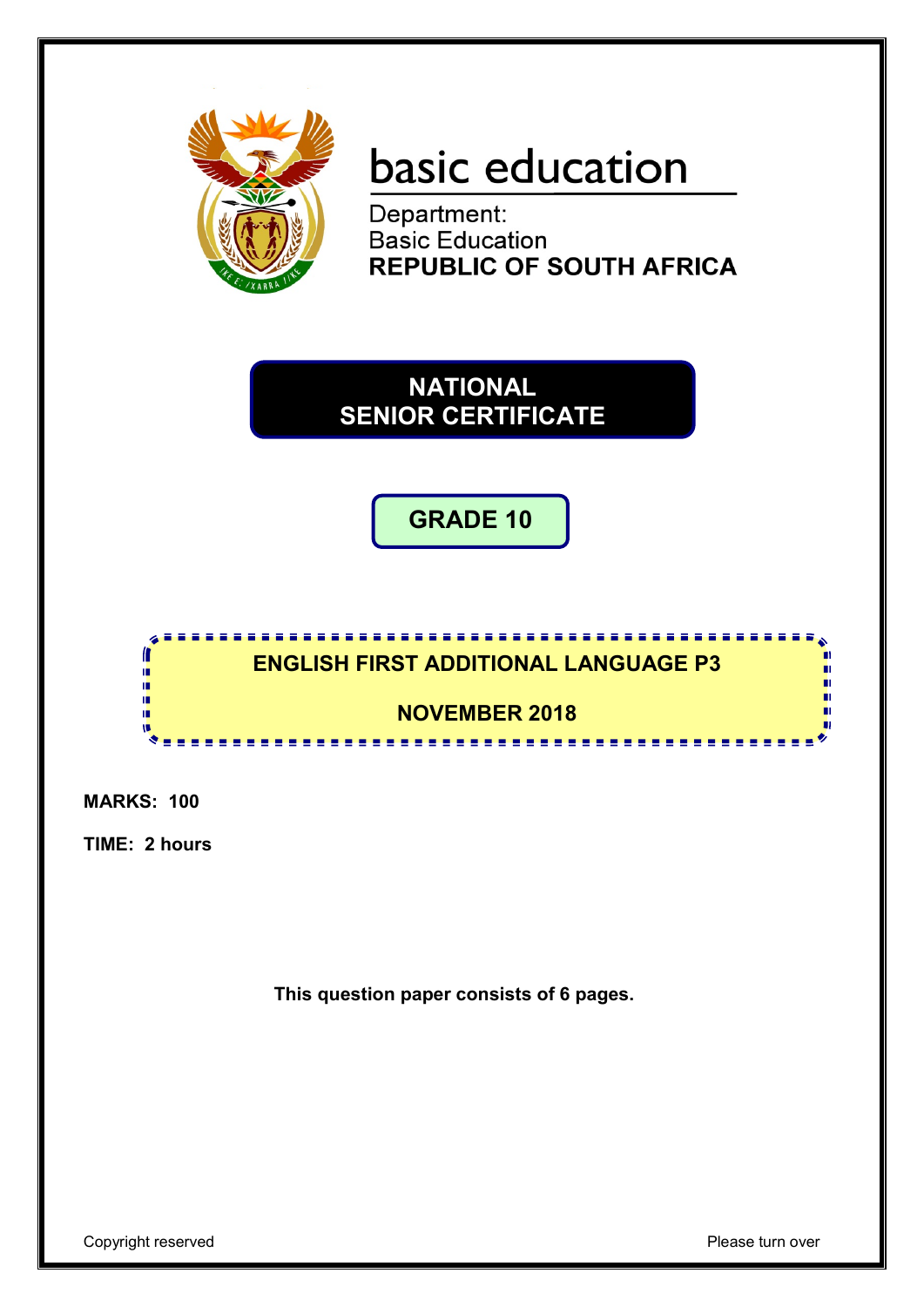basic education

Department:
Basic Education
**REPUBLIC OF SOUTH AFRICA**

# NATIONAL SENIOR CERTIFICATE

## GRADE 10

## ENGLISH FIRST ADDITIONAL LANGUAGE P3

## NOVEMBER 2018

**MARKS: 100**

**TIME: 2 hours**

**This question paper consists of 6 pages.**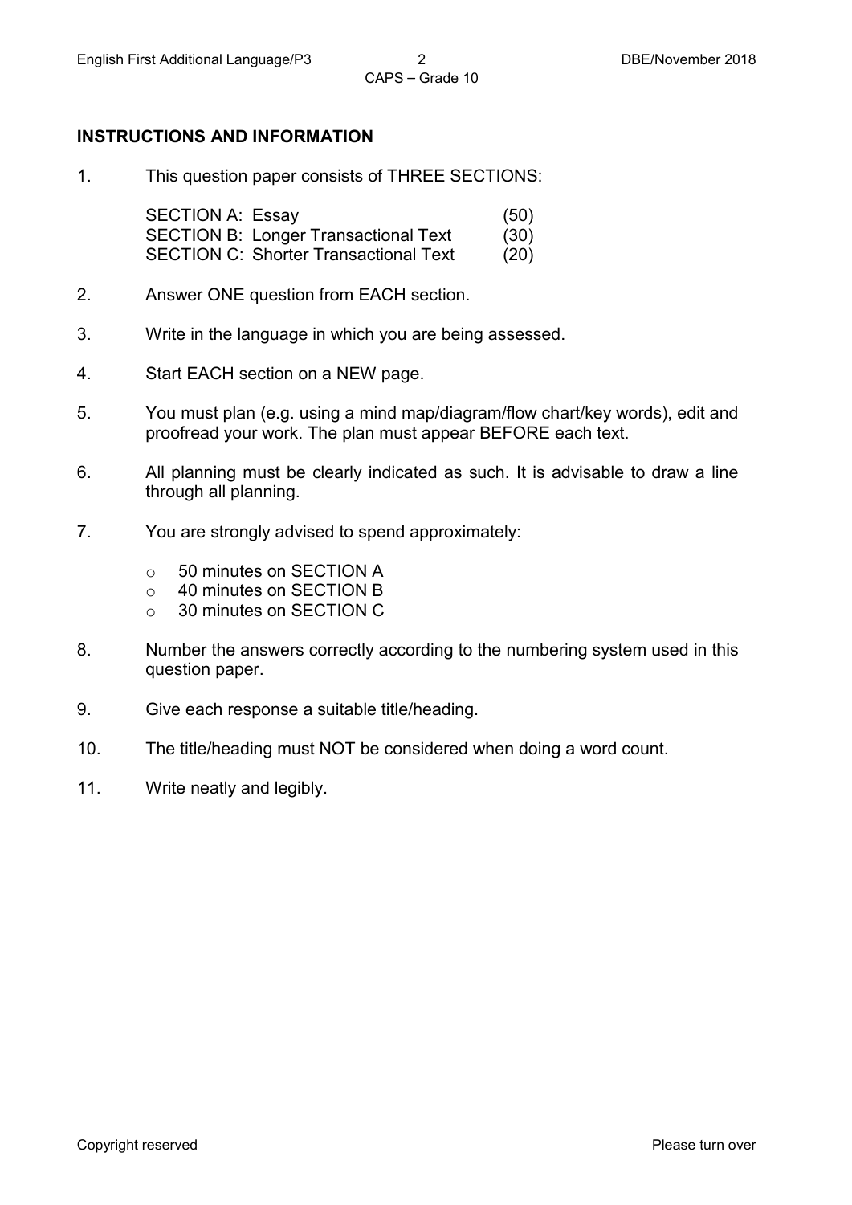## INSTRUCTIONS AND INFORMATION

1. This question paper consists of THREE SECTIONS:

| | |
|---|---|
| SECTION A: Essay | (50) |
| SECTION B: Longer Transactional Text | (30) |
| SECTION C: Shorter Transactional Text | (20) |

2. Answer ONE question from EACH section.

3. Write in the language in which you are being assessed.

4. Start EACH section on a NEW page.

5. You must plan (e.g. using a mind map/diagram/flow chart/key words), edit and proofread your work. The plan must appear BEFORE each text.

6. All planning must be clearly indicated as such. It is advisable to draw a line through all planning.

7. You are strongly advised to spend approximately:
   - 50 minutes on SECTION A
   - 40 minutes on SECTION B
   - 30 minutes on SECTION C

8. Number the answers correctly according to the numbering system used in this question paper.

9. Give each response a suitable title/heading.

10. The title/heading must NOT be considered when doing a word count.

11. Write neatly and legibly.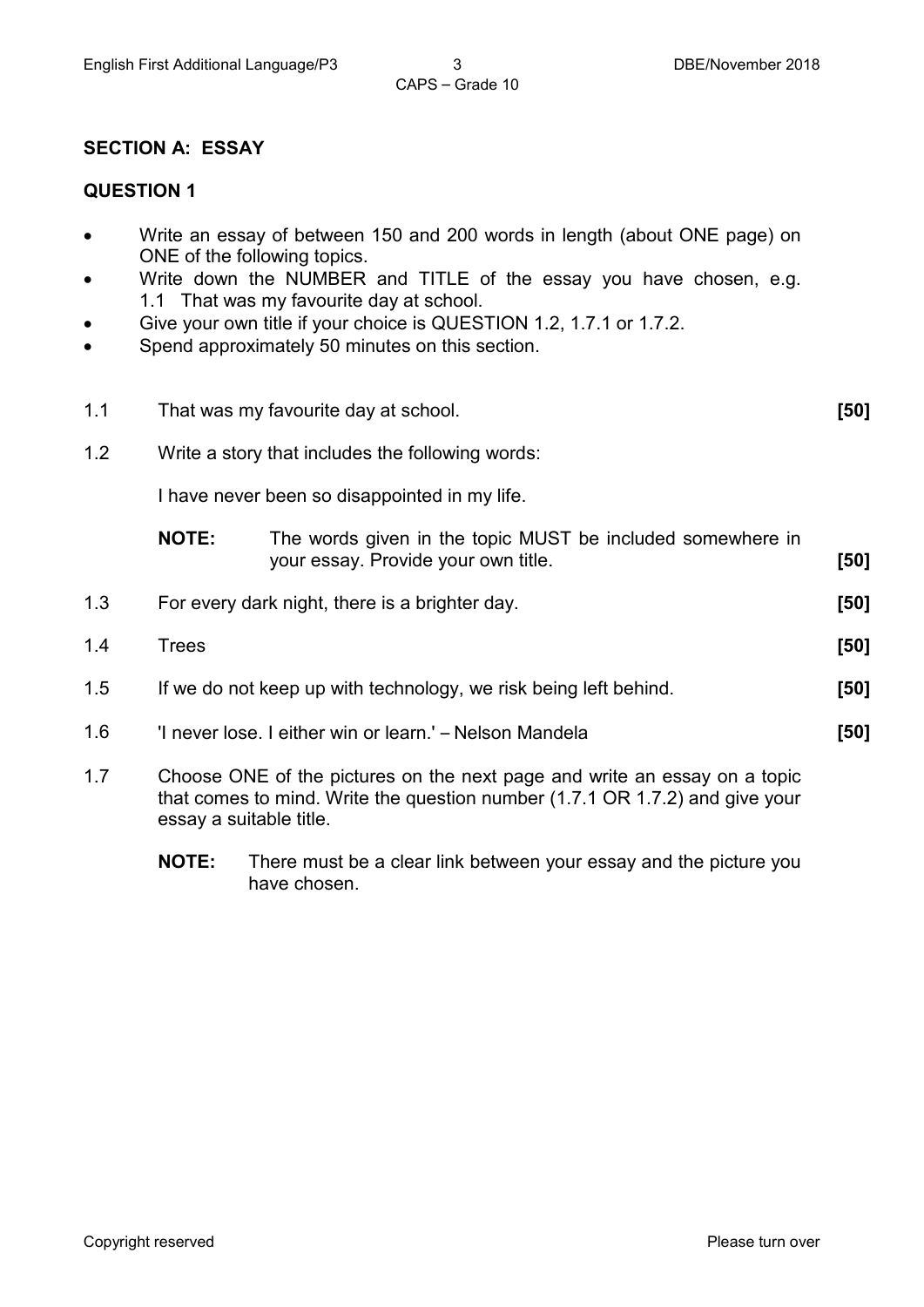## SECTION A: ESSAY

### QUESTION 1

- Write an essay of between 150 and 200 words in length (about ONE page) on ONE of the following topics.
- Write down the NUMBER and TITLE of the essay you have chosen, e.g. 1.1 That was my favourite day at school.
- Give your own title if your choice is QUESTION 1.2, 1.7.1 or 1.7.2.
- Spend approximately 50 minutes on this section.

1.1 That was my favourite day at school. **[50]**

1.2 Write a story that includes the following words:

I have never been so disappointed in my life.

**NOTE:** The words given in the topic MUST be included somewhere in your essay. Provide your own title. **[50]**

1.3 For every dark night, there is a brighter day. **[50]**

1.4 Trees **[50]**

1.5 If we do not keep up with technology, we risk being left behind. **[50]**

1.6 'I never lose. I either win or learn.' – Nelson Mandela **[50]**

1.7 Choose ONE of the pictures on the next page and write an essay on a topic that comes to mind. Write the question number (1.7.1 OR 1.7.2) and give your essay a suitable title.

**NOTE:** There must be a clear link between your essay and the picture you have chosen.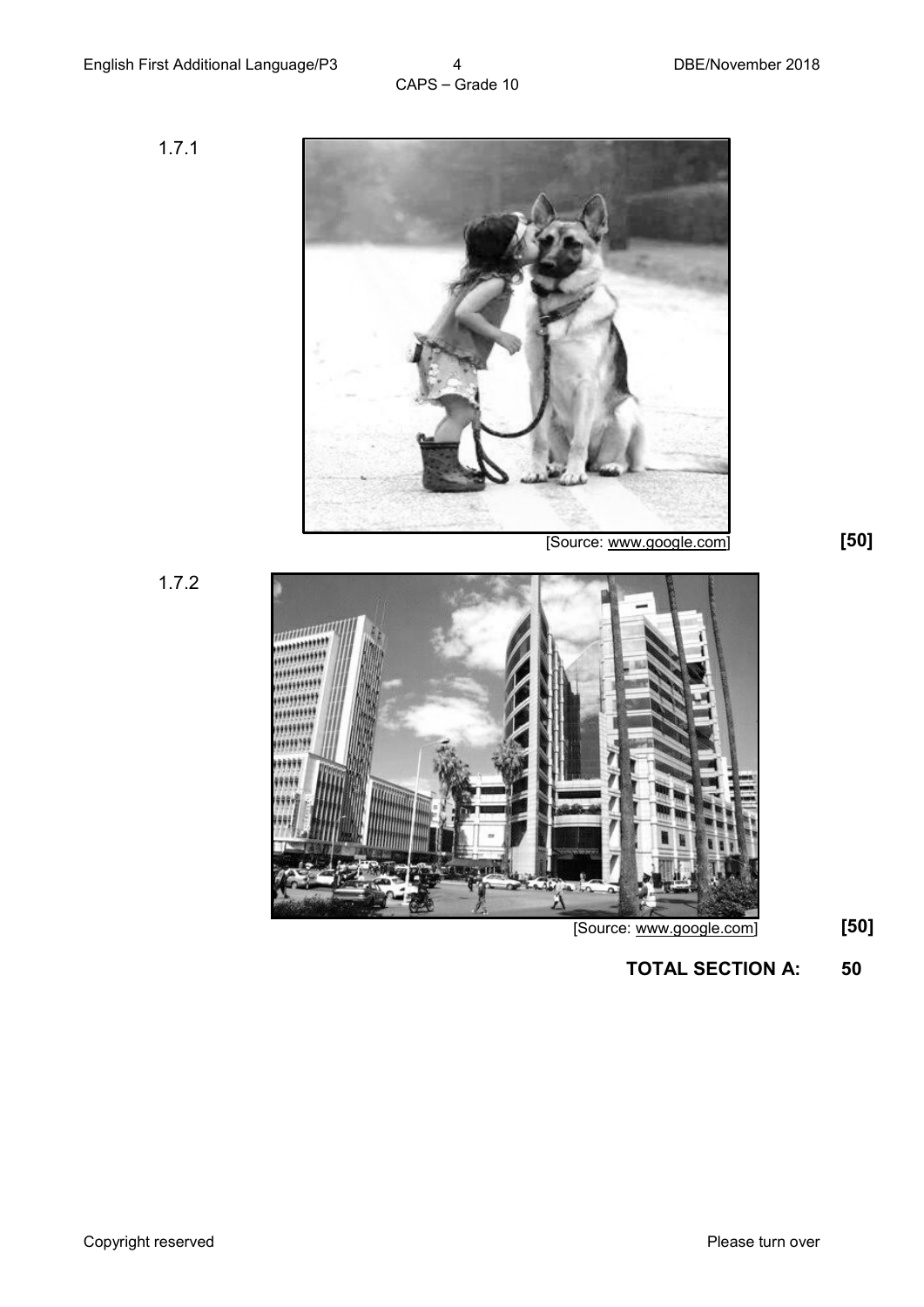1.7.1

[Source: www.google.com]

**[50]**

1.7.2

[Source: www.google.com]

**[50]**

**TOTAL SECTION A: 50**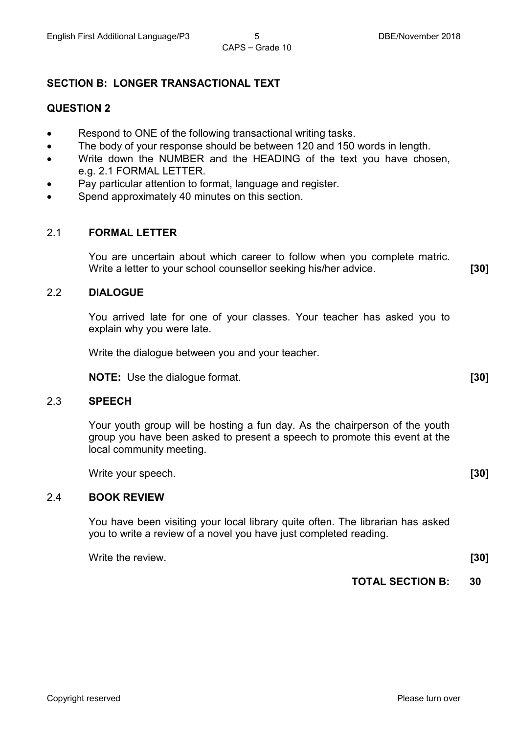## SECTION B: LONGER TRANSACTIONAL TEXT

### QUESTION 2

- Respond to ONE of the following transactional writing tasks.
- The body of your response should be between 120 and 150 words in length.
- Write down the NUMBER and the HEADING of the text you have chosen, e.g. 2.1 FORMAL LETTER.
- Pay particular attention to format, language and register.
- Spend approximately 40 minutes on this section.

**2.1 FORMAL LETTER**

You are uncertain about which career to follow when you complete matric. Write a letter to your school counsellor seeking his/her advice. **[30]**

**2.2 DIALOGUE**

You arrived late for one of your classes. Your teacher has asked you to explain why you were late.

Write the dialogue between you and your teacher.

**NOTE:** Use the dialogue format. **[30]**

**2.3 SPEECH**

Your youth group will be hosting a fun day. As the chairperson of the youth group you have been asked to present a speech to promote this event at the local community meeting.

Write your speech. **[30]**

**2.4 BOOK REVIEW**

You have been visiting your local library quite often. The librarian has asked you to write a review of a novel you have just completed reading.

Write the review. **[30]**

**TOTAL SECTION B: 30**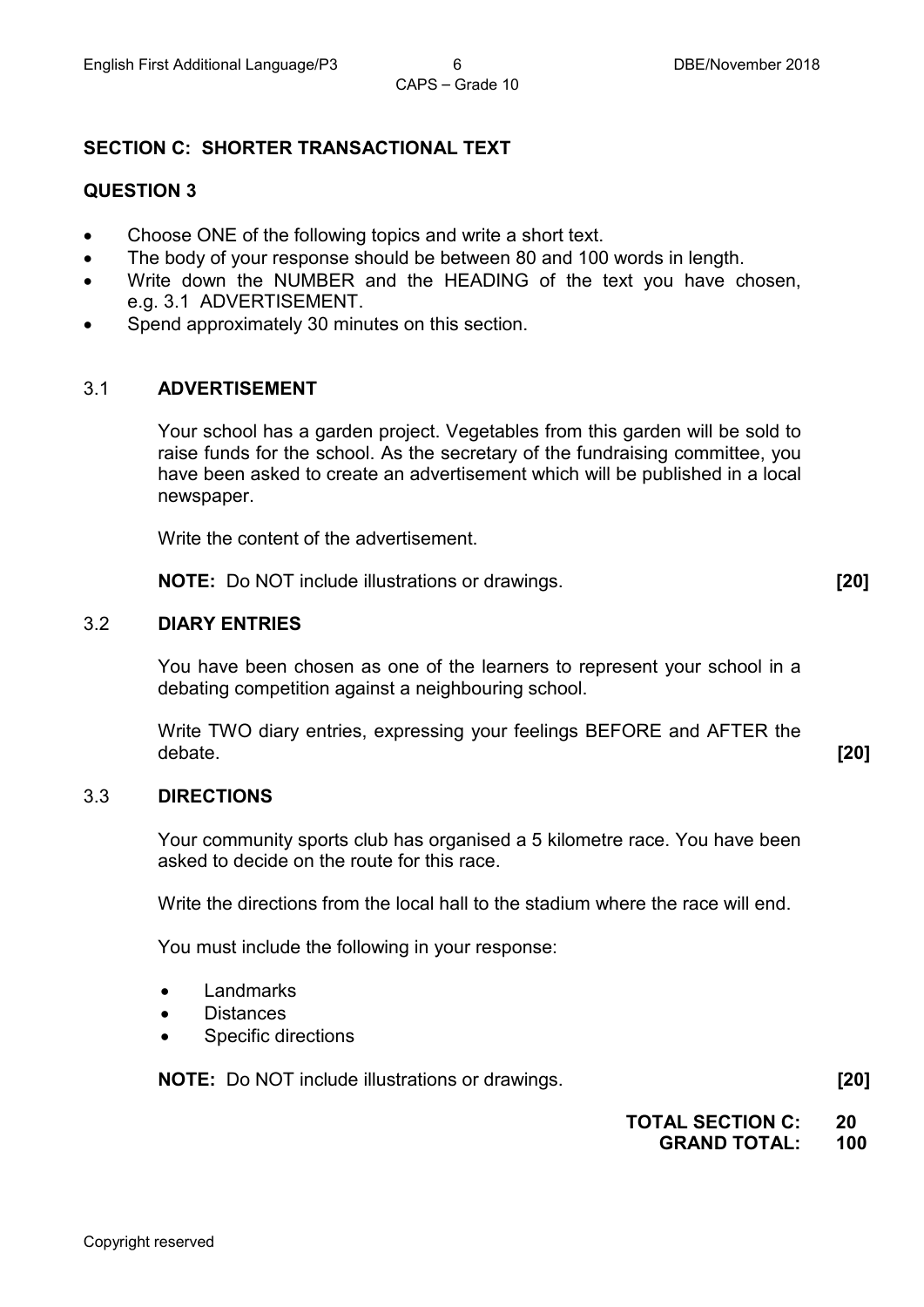## SECTION C: SHORTER TRANSACTIONAL TEXT

### QUESTION 3

- Choose ONE of the following topics and write a short text.
- The body of your response should be between 80 and 100 words in length.
- Write down the NUMBER and the HEADING of the text you have chosen, e.g. 3.1 ADVERTISEMENT.
- Spend approximately 30 minutes on this section.

3.1 **ADVERTISEMENT**

Your school has a garden project. Vegetables from this garden will be sold to raise funds for the school. As the secretary of the fundraising committee, you have been asked to create an advertisement which will be published in a local newspaper.

Write the content of the advertisement.

**NOTE:** Do NOT include illustrations or drawings. **[20]**

3.2 **DIARY ENTRIES**

You have been chosen as one of the learners to represent your school in a debating competition against a neighbouring school.

Write TWO diary entries, expressing your feelings BEFORE and AFTER the debate. **[20]**

3.3 **DIRECTIONS**

Your community sports club has organised a 5 kilometre race. You have been asked to decide on the route for this race.

Write the directions from the local hall to the stadium where the race will end.

You must include the following in your response:

- Landmarks
- Distances
- Specific directions

**NOTE:** Do NOT include illustrations or drawings. **[20]**

**TOTAL SECTION C: 20**
**GRAND TOTAL: 100**